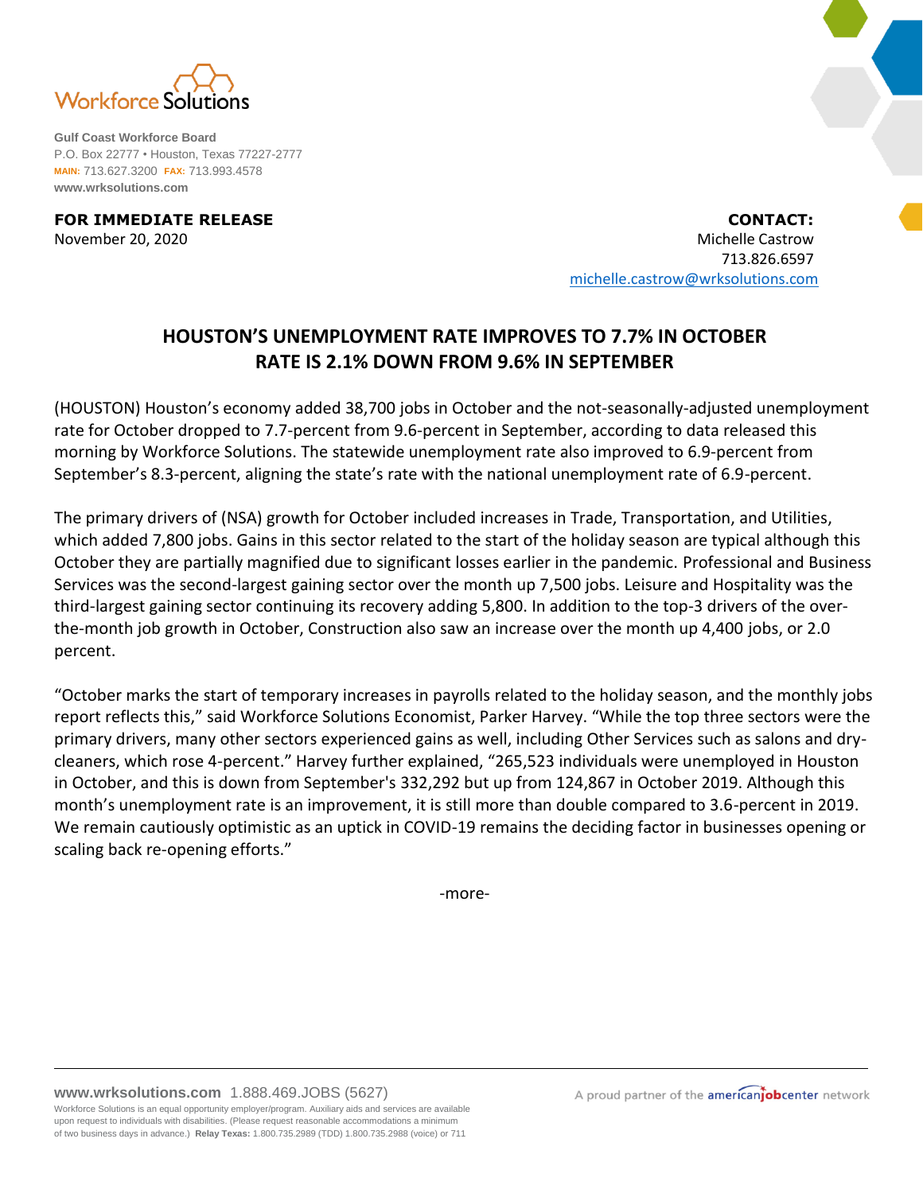Workforce Solutions

**Gulf Coast Workforce Board**
P.O. Box 22777 • Houston, Texas 77227-2777
**MAIN:** 713.627.3200 **FAX:** 713.993.4578
**www.wrksolutions.com**

**FOR IMMEDIATE RELEASE**
November 20, 2020

**CONTACT:**
Michelle Castrow
713.826.6597
michelle.castrow@wrksolutions.com

# HOUSTON'S UNEMPLOYMENT RATE IMPROVES TO 7.7% IN OCTOBER
## RATE IS 2.1% DOWN FROM 9.6% IN SEPTEMBER

(HOUSTON) Houston's economy added 38,700 jobs in October and the not-seasonally-adjusted unemployment rate for October dropped to 7.7-percent from 9.6-percent in September, according to data released this morning by Workforce Solutions. The statewide unemployment rate also improved to 6.9-percent from September's 8.3-percent, aligning the state's rate with the national unemployment rate of 6.9-percent.

The primary drivers of (NSA) growth for October included increases in Trade, Transportation, and Utilities, which added 7,800 jobs. Gains in this sector related to the start of the holiday season are typical although this October they are partially magnified due to significant losses earlier in the pandemic. Professional and Business Services was the second-largest gaining sector over the month up 7,500 jobs. Leisure and Hospitality was the third-largest gaining sector continuing its recovery adding 5,800. In addition to the top-3 drivers of the over-the-month job growth in October, Construction also saw an increase over the month up 4,400 jobs, or 2.0 percent.

"October marks the start of temporary increases in payrolls related to the holiday season, and the monthly jobs report reflects this," said Workforce Solutions Economist, Parker Harvey. "While the top three sectors were the primary drivers, many other sectors experienced gains as well, including Other Services such as salons and dry-cleaners, which rose 4-percent." Harvey further explained, "265,523 individuals were unemployed in Houston in October, and this is down from September's 332,292 but up from 124,867 in October 2019. Although this month's unemployment rate is an improvement, it is still more than double compared to 3.6-percent in 2019. We remain cautiously optimistic as an uptick in COVID-19 remains the deciding factor in businesses opening or scaling back re-opening efforts."

-more-

**www.wrksolutions.com** 1.888.469.JOBS (5627)
Workforce Solutions is an equal opportunity employer/program. Auxiliary aids and services are available upon request to individuals with disabilities. (Please request reasonable accommodations a minimum of two business days in advance.) **Relay Texas:** 1.800.735.2989 (TDD) 1.800.735.2988 (voice) or 711

A proud partner of the americanjobcenter network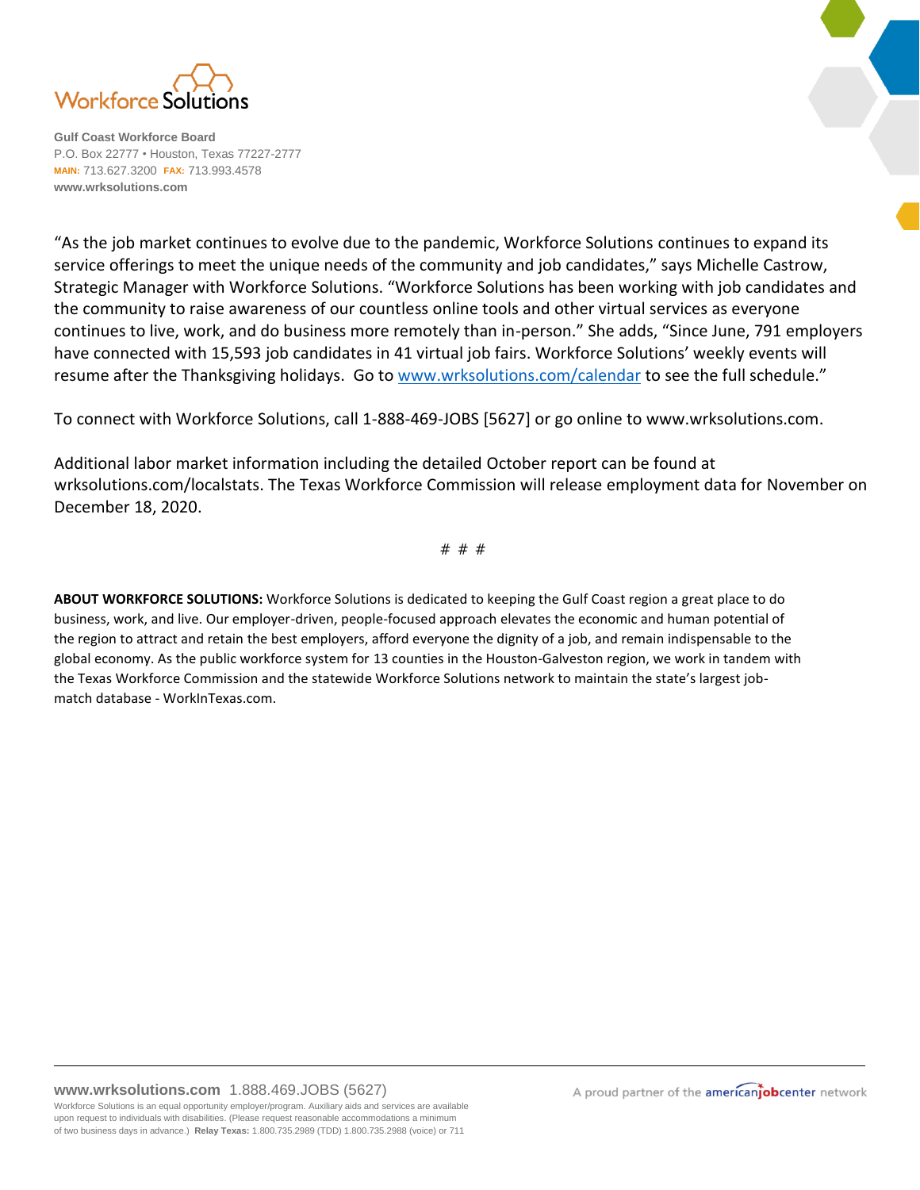"As the job market continues to evolve due to the pandemic, Workforce Solutions continues to expand its service offerings to meet the unique needs of the community and job candidates," says Michelle Castrow, Strategic Manager with Workforce Solutions. "Workforce Solutions has been working with job candidates and the community to raise awareness of our countless online tools and other virtual services as everyone continues to live, work, and do business more remotely than in-person." She adds, "Since June, 791 employers have connected with 15,593 job candidates in 41 virtual job fairs. Workforce Solutions' weekly events will resume after the Thanksgiving holidays. Go to www.wrksolutions.com/calendar to see the full schedule."

To connect with Workforce Solutions, call 1-888-469-JOBS [5627] or go online to www.wrksolutions.com.

Additional labor market information including the detailed October report can be found at wrksolutions.com/localstats. The Texas Workforce Commission will release employment data for November on December 18, 2020.

# # #

**ABOUT WORKFORCE SOLUTIONS:** Workforce Solutions is dedicated to keeping the Gulf Coast region a great place to do business, work, and live. Our employer-driven, people-focused approach elevates the economic and human potential of the region to attract and retain the best employers, afford everyone the dignity of a job, and remain indispensable to the global economy. As the public workforce system for 13 counties in the Houston-Galveston region, we work in tandem with the Texas Workforce Commission and the statewide Workforce Solutions network to maintain the state's largest job-match database - WorkInTexas.com.